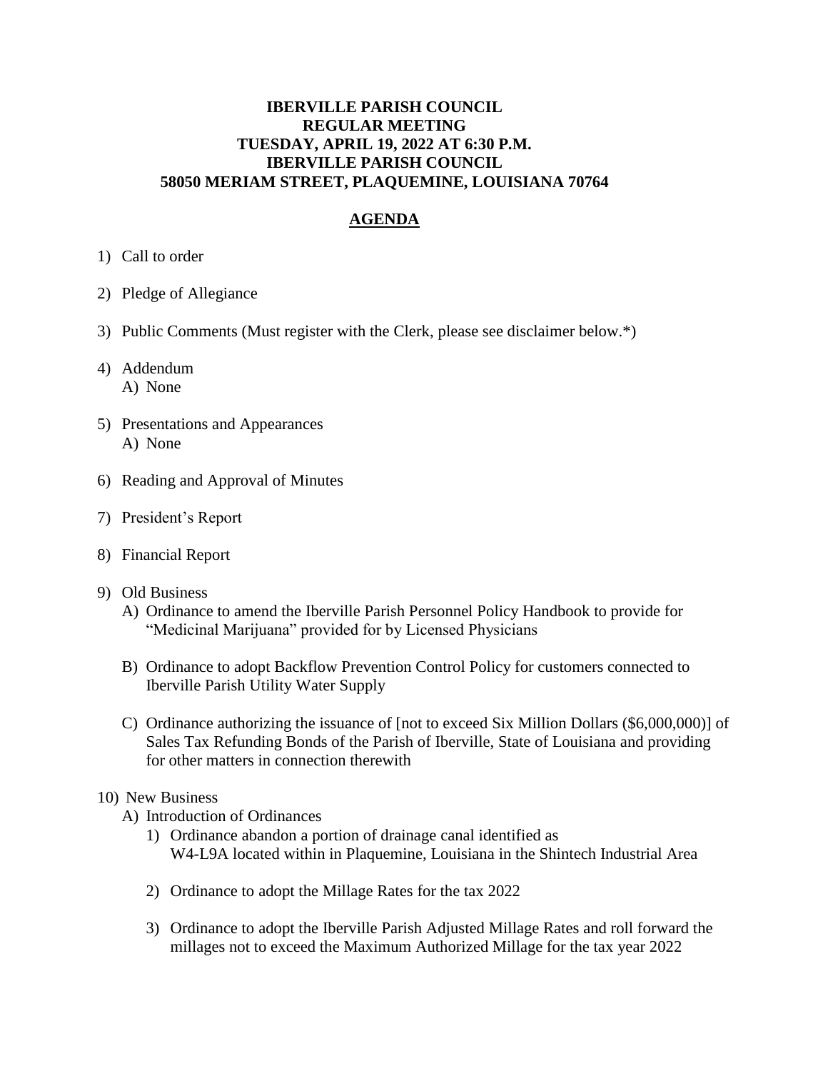**IBERVILLE PARISH COUNCIL**
**REGULAR MEETING**
**TUESDAY, APRIL 19, 2022 AT 6:30 P.M.**
**IBERVILLE PARISH COUNCIL**
**58050 MERIAM STREET, PLAQUEMINE, LOUISIANA 70764**

## AGENDA

1) Call to order

2) Pledge of Allegiance

3) Public Comments (Must register with the Clerk, please see disclaimer below.*)

4) Addendum
   A) None

5) Presentations and Appearances
   A) None

6) Reading and Approval of Minutes

7) President's Report

8) Financial Report

9) Old Business
   A) Ordinance to amend the Iberville Parish Personnel Policy Handbook to provide for "Medicinal Marijuana" provided for by Licensed Physicians

   B) Ordinance to adopt Backflow Prevention Control Policy for customers connected to Iberville Parish Utility Water Supply

   C) Ordinance authorizing the issuance of [not to exceed Six Million Dollars ($6,000,000)] of Sales Tax Refunding Bonds of the Parish of Iberville, State of Louisiana and providing for other matters in connection therewith

10) New Business
    A) Introduction of Ordinances
       1) Ordinance abandon a portion of drainage canal identified as W4-L9A located within in Plaquemine, Louisiana in the Shintech Industrial Area

       2) Ordinance to adopt the Millage Rates for the tax 2022

       3) Ordinance to adopt the Iberville Parish Adjusted Millage Rates and roll forward the millages not to exceed the Maximum Authorized Millage for the tax year 2022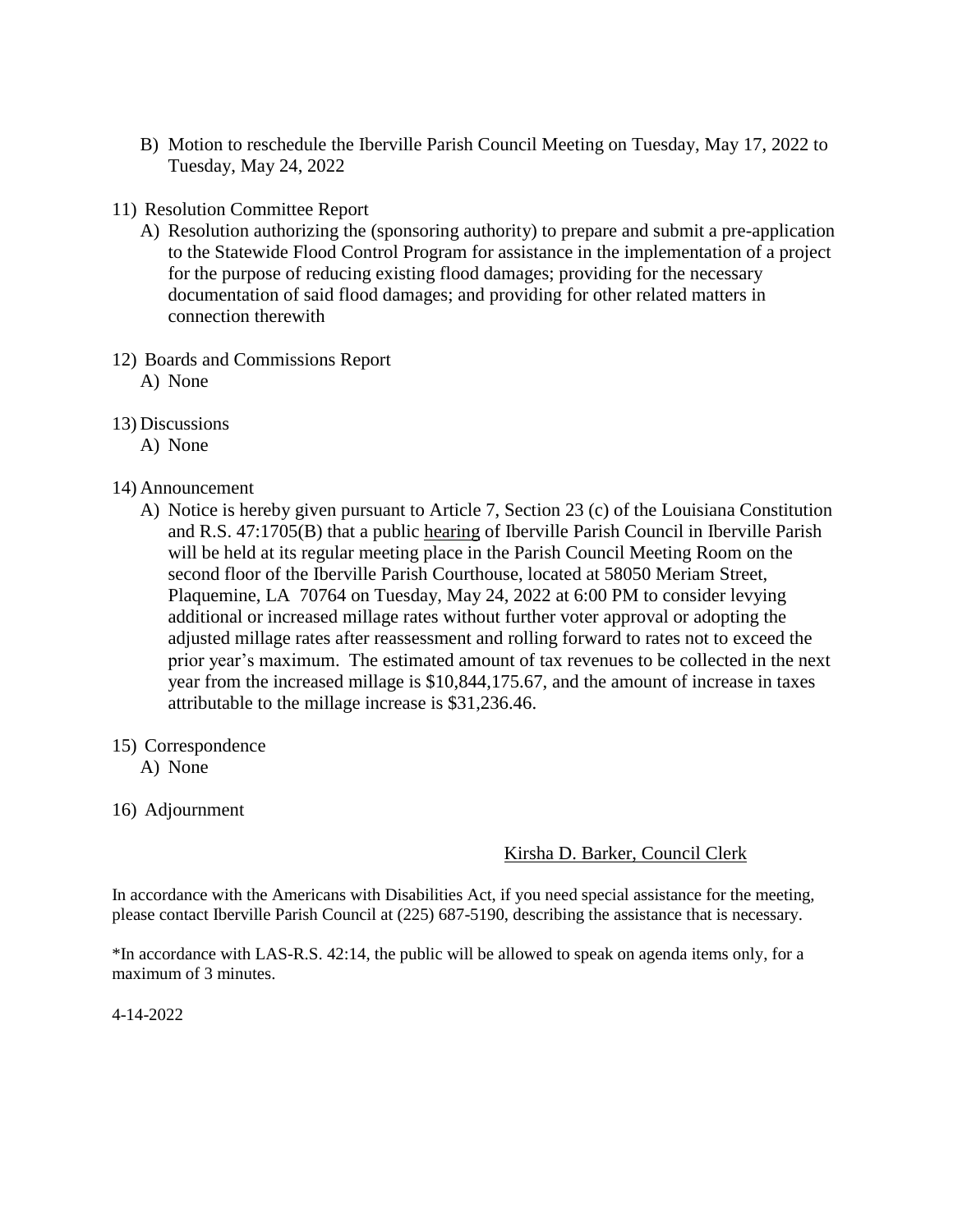B) Motion to reschedule the Iberville Parish Council Meeting on Tuesday, May 17, 2022 to Tuesday, May 24, 2022

11) Resolution Committee Report
   A) Resolution authorizing the (sponsoring authority) to prepare and submit a pre-application to the Statewide Flood Control Program for assistance in the implementation of a project for the purpose of reducing existing flood damages; providing for the necessary documentation of said flood damages; and providing for other related matters in connection therewith

12) Boards and Commissions Report
   A) None

13) Discussions
   A) None

14) Announcement
   A) Notice is hereby given pursuant to Article 7, Section 23 (c) of the Louisiana Constitution and R.S. 47:1705(B) that a public hearing of Iberville Parish Council in Iberville Parish will be held at its regular meeting place in the Parish Council Meeting Room on the second floor of the Iberville Parish Courthouse, located at 58050 Meriam Street, Plaquemine, LA 70764 on Tuesday, May 24, 2022 at 6:00 PM to consider levying additional or increased millage rates without further voter approval or adopting the adjusted millage rates after reassessment and rolling forward to rates not to exceed the prior year's maximum. The estimated amount of tax revenues to be collected in the next year from the increased millage is $10,844,175.67, and the amount of increase in taxes attributable to the millage increase is $31,236.46.

15) Correspondence
   A) None

16) Adjournment

Kirsha D. Barker, Council Clerk

In accordance with the Americans with Disabilities Act, if you need special assistance for the meeting, please contact Iberville Parish Council at (225) 687-5190, describing the assistance that is necessary.

*In accordance with LAS-R.S. 42:14, the public will be allowed to speak on agenda items only, for a maximum of 3 minutes.

4-14-2022